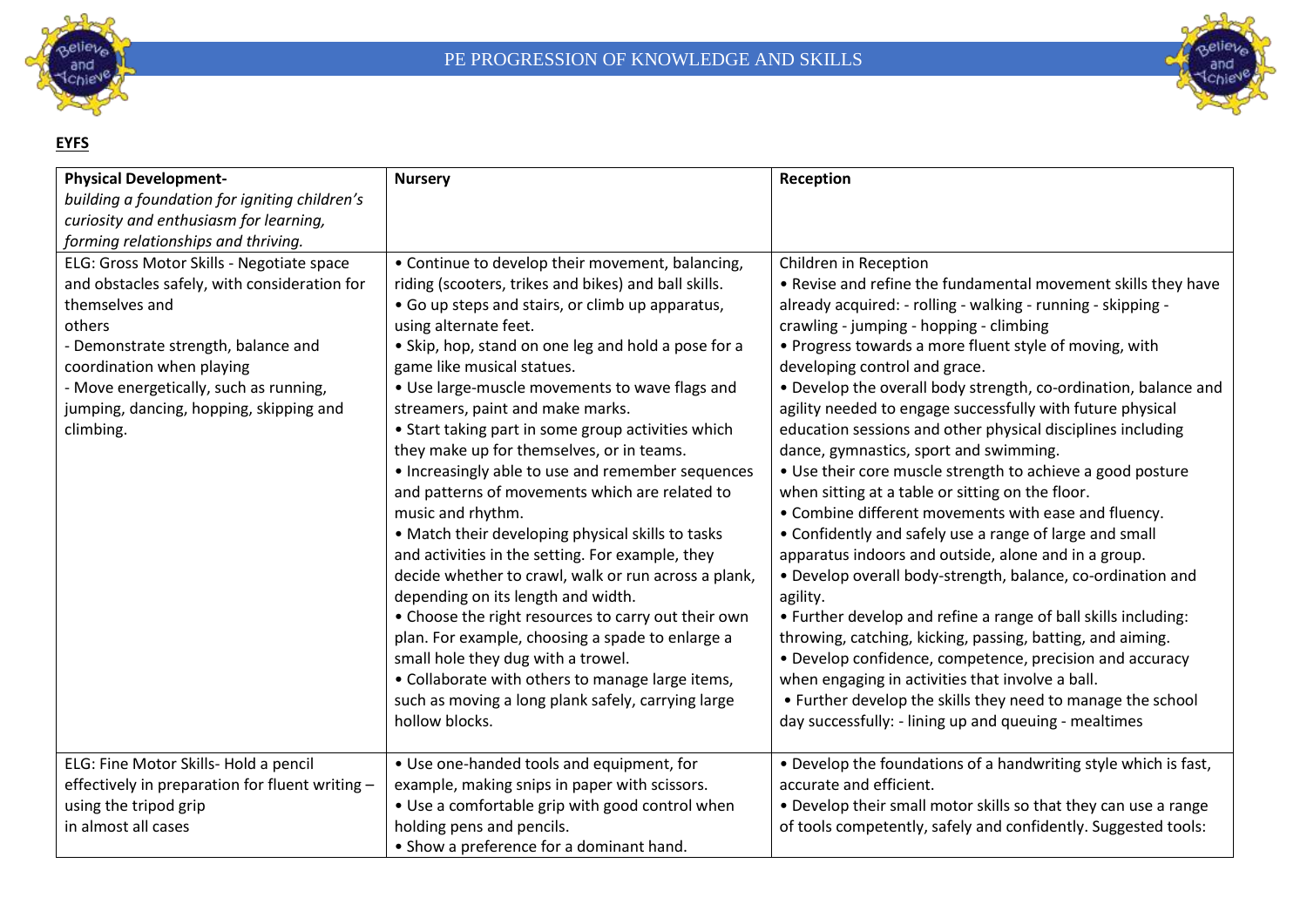# PE PROGRESSION OF KNOWLEDGE AND SKILLS

**EYFS**

| **Physical Development-** *building a foundation for igniting children's curiosity and enthusiasm for learning, forming relationships and thriving.* | **Nursery** | **Reception** |
|---|---|---|
| ELG: Gross Motor Skills - Negotiate space and obstacles safely, with consideration for themselves and others<br>- Demonstrate strength, balance and coordination when playing<br>- Move energetically, such as running, jumping, dancing, hopping, skipping and climbing. | • Continue to develop their movement, balancing, riding (scooters, trikes and bikes) and ball skills.<br>• Go up steps and stairs, or climb up apparatus, using alternate feet.<br>• Skip, hop, stand on one leg and hold a pose for a game like musical statues.<br>• Use large-muscle movements to wave flags and streamers, paint and make marks.<br>• Start taking part in some group activities which they make up for themselves, or in teams.<br>• Increasingly able to use and remember sequences and patterns of movements which are related to music and rhythm.<br>• Match their developing physical skills to tasks and activities in the setting. For example, they decide whether to crawl, walk or run across a plank, depending on its length and width.<br>• Choose the right resources to carry out their own plan. For example, choosing a spade to enlarge a small hole they dug with a trowel.<br>• Collaborate with others to manage large items, such as moving a long plank safely, carrying large hollow blocks. | Children in Reception<br>• Revise and refine the fundamental movement skills they have already acquired: - rolling - walking - running - skipping - crawling - jumping - hopping - climbing<br>• Progress towards a more fluent style of moving, with developing control and grace.<br>• Develop the overall body strength, co-ordination, balance and agility needed to engage successfully with future physical education sessions and other physical disciplines including dance, gymnastics, sport and swimming.<br>• Use their core muscle strength to achieve a good posture when sitting at a table or sitting on the floor.<br>• Combine different movements with ease and fluency.<br>• Confidently and safely use a range of large and small apparatus indoors and outside, alone and in a group.<br>• Develop overall body-strength, balance, co-ordination and agility.<br>• Further develop and refine a range of ball skills including: throwing, catching, kicking, passing, batting, and aiming.<br>• Develop confidence, competence, precision and accuracy when engaging in activities that involve a ball.<br>• Further develop the skills they need to manage the school day successfully: - lining up and queuing - mealtimes |
| ELG: Fine Motor Skills- Hold a pencil effectively in preparation for fluent writing – using the tripod grip in almost all cases | • Use one-handed tools and equipment, for example, making snips in paper with scissors.<br>• Use a comfortable grip with good control when holding pens and pencils.<br>• Show a preference for a dominant hand. | • Develop the foundations of a handwriting style which is fast, accurate and efficient.<br>• Develop their small motor skills so that they can use a range of tools competently, safely and confidently. Suggested tools: |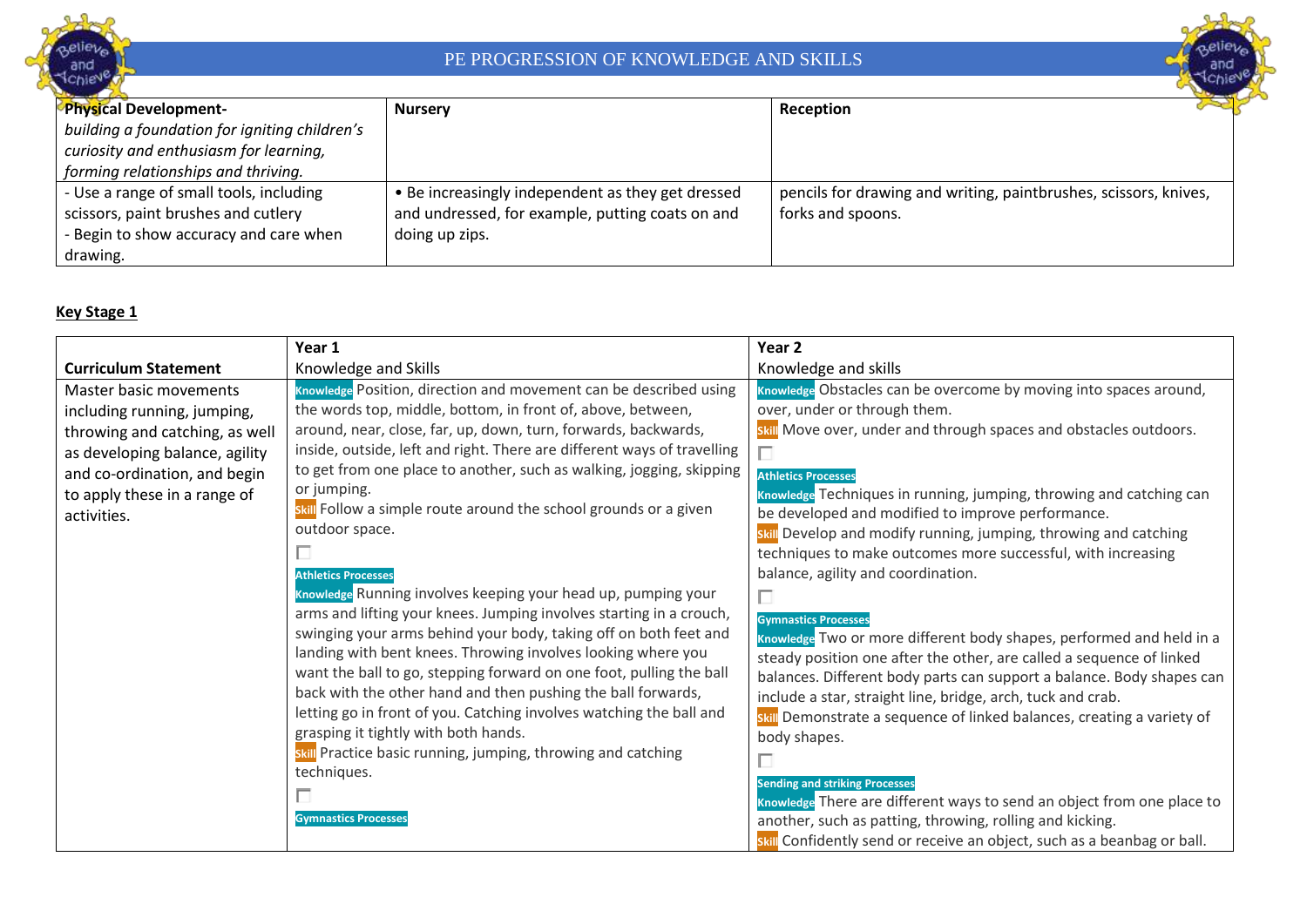# PE PROGRESSION OF KNOWLEDGE AND SKILLS

| **Physical Development-** *building a foundation for igniting children's curiosity and enthusiasm for learning, forming relationships and thriving.* | **Nursery** | **Reception** |
|---|---|---|
| - Use a range of small tools, including scissors, paint brushes and cutlery<br>- Begin to show accuracy and care when drawing. | • Be increasingly independent as they get dressed and undressed, for example, putting coats on and doing up zips. | pencils for drawing and writing, paintbrushes, scissors, knives, forks and spoons. |

**Key Stage 1**

| **Curriculum Statement** | **Year 1**<br>Knowledge and Skills | **Year 2**<br>Knowledge and skills |
|---|---|---|
| Master basic movements including running, jumping, throwing and catching, as well as developing balance, agility and co-ordination, and begin to apply these in a range of activities. | Knowledge Position, direction and movement can be described using the words top, middle, bottom, in front of, above, between, around, near, close, far, up, down, turn, forwards, backwards, inside, outside, left and right. There are different ways of travelling to get from one place to another, such as walking, jogging, skipping or jumping.<br>Skill Follow a simple route around the school grounds or a given outdoor space.<br><br>**Athletics Processes**<br>Knowledge Running involves keeping your head up, pumping your arms and lifting your knees. Jumping involves starting in a crouch, swinging your arms behind your body, taking off on both feet and landing with bent knees. Throwing involves looking where you want the ball to go, stepping forward on one foot, pulling the ball back with the other hand and then pushing the ball forwards, letting go in front of you. Catching involves watching the ball and grasping it tightly with both hands.<br>Skill Practice basic running, jumping, throwing and catching techniques.<br><br>**Gymnastics Processes** | Knowledge Obstacles can be overcome by moving into spaces around, over, under or through them.<br>Skill Move over, under and through spaces and obstacles outdoors.<br><br>**Athletics Processes**<br>Knowledge Techniques in running, jumping, throwing and catching can be developed and modified to improve performance.<br>Skill Develop and modify running, jumping, throwing and catching techniques to make outcomes more successful, with increasing balance, agility and coordination.<br><br>**Gymnastics Processes**<br>Knowledge Two or more different body shapes, performed and held in a steady position one after the other, are called a sequence of linked balances. Different body parts can support a balance. Body shapes can include a star, straight line, bridge, arch, tuck and crab.<br>Skill Demonstrate a sequence of linked balances, creating a variety of body shapes.<br><br>**Sending and striking Processes**<br>Knowledge There are different ways to send an object from one place to another, such as patting, throwing, rolling and kicking.<br>Skill Confidently send or receive an object, such as a beanbag or ball. |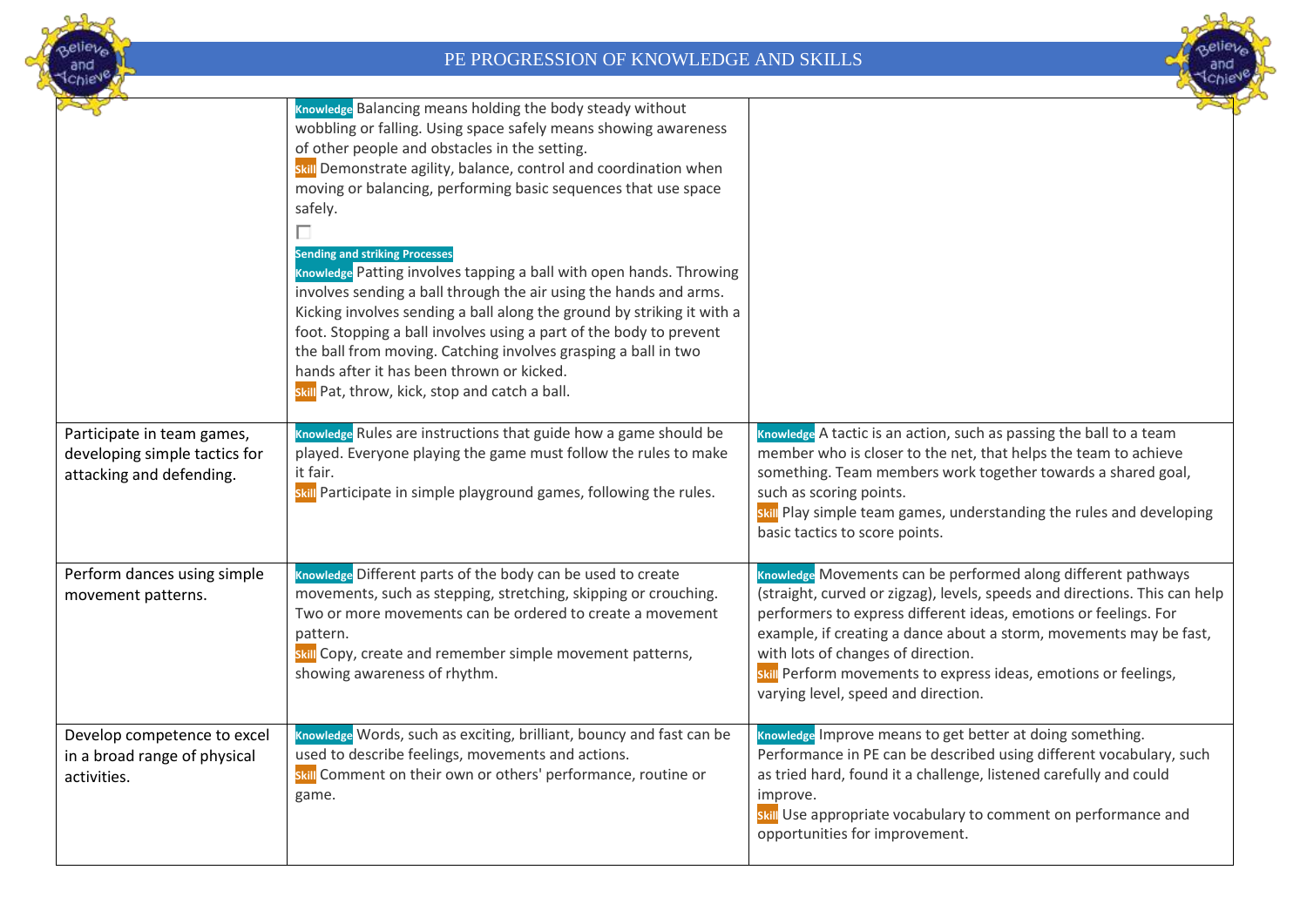| | | |
|---|---|---|
| | **Knowledge** Balancing means holding the body steady without wobbling or falling. Using space safely means showing awareness of other people and obstacles in the setting.<br>**Skill** Demonstrate agility, balance, control and coordination when moving or balancing, performing basic sequences that use space safely.<br><br>**Sending and striking Processes**<br>**Knowledge** Patting involves tapping a ball with open hands. Throwing involves sending a ball through the air using the hands and arms. Kicking involves sending a ball along the ground by striking it with a foot. Stopping a ball involves using a part of the body to prevent the ball from moving. Catching involves grasping a ball in two hands after it has been thrown or kicked.<br>**Skill** Pat, throw, kick, stop and catch a ball. | |
| Participate in team games, developing simple tactics for attacking and defending. | **Knowledge** Rules are instructions that guide how a game should be played. Everyone playing the game must follow the rules to make it fair.<br>**Skill** Participate in simple playground games, following the rules. | **Knowledge** A tactic is an action, such as passing the ball to a team member who is closer to the net, that helps the team to achieve something. Team members work together towards a shared goal, such as scoring points.<br>**Skill** Play simple team games, understanding the rules and developing basic tactics to score points. |
| Perform dances using simple movement patterns. | **Knowledge** Different parts of the body can be used to create movements, such as stepping, stretching, skipping or crouching. Two or more movements can be ordered to create a movement pattern.<br>**Skill** Copy, create and remember simple movement patterns, showing awareness of rhythm. | **Knowledge** Movements can be performed along different pathways (straight, curved or zigzag), levels, speeds and directions. This can help performers to express different ideas, emotions or feelings. For example, if creating a dance about a storm, movements may be fast, with lots of changes of direction.<br>**Skill** Perform movements to express ideas, emotions or feelings, varying level, speed and direction. |
| Develop competence to excel in a broad range of physical activities. | **Knowledge** Words, such as exciting, brilliant, bouncy and fast can be used to describe feelings, movements and actions.<br>**Skill** Comment on their own or others' performance, routine or game. | **Knowledge** Improve means to get better at doing something. Performance in PE can be described using different vocabulary, such as tried hard, found it a challenge, listened carefully and could improve.<br>**Skill** Use appropriate vocabulary to comment on performance and opportunities for improvement. |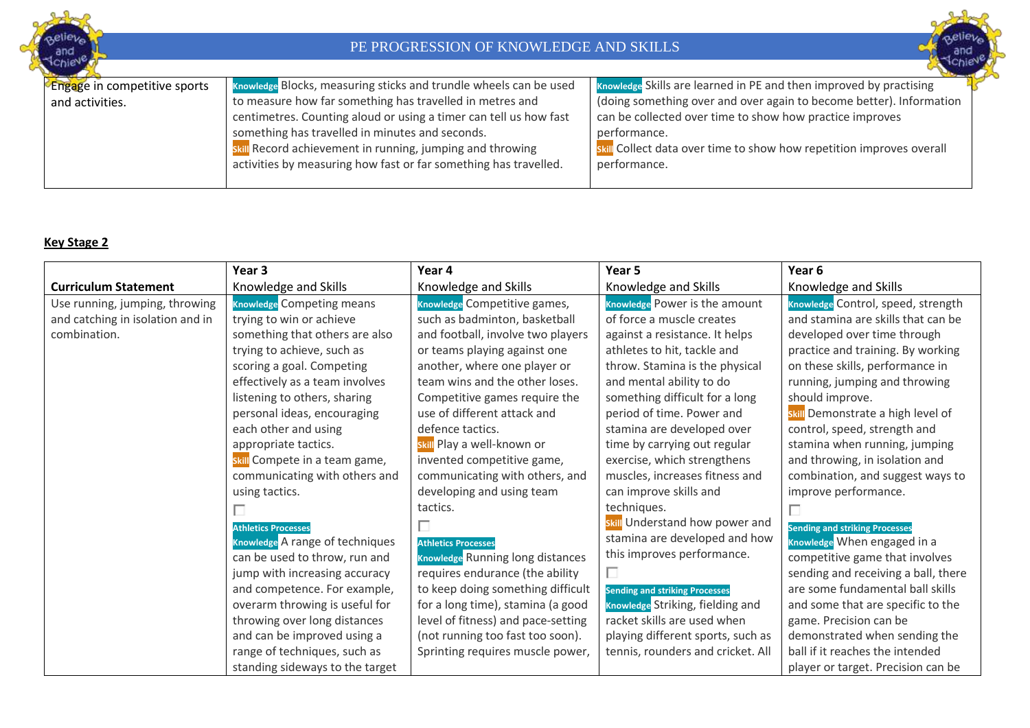| Engage in competitive sports and activities. | Knowledge Blocks, measuring sticks and trundle wheels can be used to measure how far something has travelled in metres and centimetres. Counting aloud or using a timer can tell us how fast something has travelled in minutes and seconds.<br>Skill Record achievement in running, jumping and throwing activities by measuring how fast or far something has travelled. | Knowledge Skills are learned in PE and then improved by practising (doing something over and over again to become better). Information can be collected over time to show how practice improves performance.<br>Skill Collect data over time to show how repetition improves overall performance. |
|---|---|---|

**Key Stage 2**

| Curriculum Statement | Year 3<br>Knowledge and Skills | Year 4<br>Knowledge and Skills | Year 5<br>Knowledge and Skills | Year 6<br>Knowledge and Skills |
|---|---|---|---|---|
| Use running, jumping, throwing and catching in isolation and in combination. | Knowledge Competing means trying to win or achieve something that others are also trying to achieve, such as scoring a goal. Competing effectively as a team involves listening to others, sharing personal ideas, encouraging each other and using appropriate tactics.<br>Skill Compete in a team game, communicating with others and using tactics.<br>☐<br>Athletics Processes<br>Knowledge A range of techniques can be used to throw, run and jump with increasing accuracy and competence. For example, overarm throwing is useful for throwing over long distances and can be improved using a range of techniques, such as standing sideways to the target | Knowledge Competitive games, such as badminton, basketball and football, involve two players or teams playing against one another, where one player or team wins and the other loses. Competitive games require the use of different attack and defence tactics.<br>Skill Play a well-known or invented competitive game, communicating with others, and developing and using team tactics.<br>☐<br>Athletics Processes<br>Knowledge Running long distances requires endurance (the ability to keep doing something difficult for a long time), stamina (a good level of fitness) and pace-setting (not running too fast too soon). Sprinting requires muscle power, | Knowledge Power is the amount of force a muscle creates against a resistance. It helps athletes to hit, tackle and throw. Stamina is the physical and mental ability to do something difficult for a long period of time. Power and stamina are developed over time by carrying out regular exercise, which strengthens muscles, increases fitness and can improve skills and techniques.<br>Skill Understand how power and stamina are developed and how this improves performance.<br>☐<br>Sending and striking Processes<br>Knowledge Striking, fielding and racket skills are used when playing different sports, such as tennis, rounders and cricket. All | Knowledge Control, speed, strength and stamina are skills that can be developed over time through practice and training. By working on these skills, performance in running, jumping and throwing should improve.<br>Skill Demonstrate a high level of control, speed, strength and stamina when running, jumping and throwing, in isolation and combination, and suggest ways to improve performance.<br>☐<br>Sending and striking Processes<br>Knowledge When engaged in a competitive game that involves sending and receiving a ball, there are some fundamental ball skills and some that are specific to the game. Precision can be demonstrated when sending the ball if it reaches the intended player or target. Precision can be |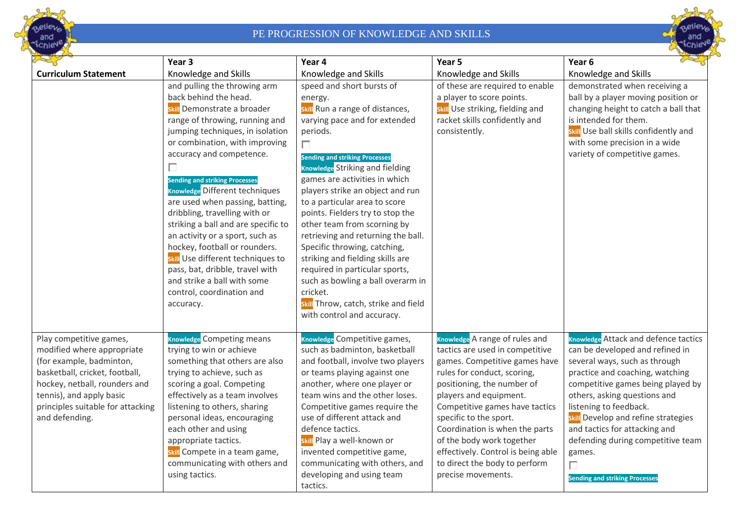# PE PROGRESSION OF KNOWLEDGE AND SKILLS

| Curriculum Statement | Year 3 Knowledge and Skills | Year 4 Knowledge and Skills | Year 5 Knowledge and Skills | Year 6 Knowledge and Skills |
|---|---|---|---|---|
| | and pulling the throwing arm back behind the head. **Skill** Demonstrate a broader range of throwing, running and jumping techniques, in isolation or combination, with improving accuracy and competence. **Sending and striking Processes** **Knowledge** Different techniques are used when passing, batting, dribbling, travelling with or striking a ball and are specific to an activity or a sport, such as hockey, football or rounders. **Skill** Use different techniques to pass, bat, dribble, travel with and strike a ball with some control, coordination and accuracy. | speed and short bursts of energy. **Skill** Run a range of distances, varying pace and for extended periods. **Sending and striking Processes** **Knowledge** Striking and fielding games are activities in which players strike an object and run to a particular area to score points. Fielders try to stop the other team from scorning by retrieving and returning the ball. Specific throwing, catching, striking and fielding skills are required in particular sports, such as bowling a ball overarm in cricket. **Skill** Throw, catch, strike and field with control and accuracy. | of these are required to enable a player to score points. **Skill** Use striking, fielding and racket skills confidently and consistently. | demonstrated when receiving a ball by a player moving position or changing height to catch a ball that is intended for them. **Skill** Use ball skills confidently and with some precision in a wide variety of competitive games. |
| Play competitive games, modified where appropriate (for example, badminton, basketball, cricket, football, hockey, netball, rounders and tennis), and apply basic principles suitable for attacking and defending. | **Knowledge** Competing means trying to win or achieve something that others are also trying to achieve, such as scoring a goal. Competing effectively as a team involves listening to others, sharing personal ideas, encouraging each other and using appropriate tactics. **Skill** Compete in a team game, communicating with others and using tactics. | **Knowledge** Competitive games, such as badminton, basketball and football, involve two players or teams playing against one another, where one player or team wins and the other loses. Competitive games require the use of different attack and defence tactics. **Skill** Play a well-known or invented competitive game, communicating with others, and developing and using team tactics. | **Knowledge** A range of rules and tactics are used in competitive games. Competitive games have rules for conduct, scoring, positioning, the number of players and equipment. Competitive games have tactics specific to the sport. Coordination is when the parts of the body work together effectively. Control is being able to direct the body to perform precise movements. | **Knowledge** Attack and defence tactics can be developed and refined in several ways, such as through practice and coaching, watching competitive games being played by others, asking questions and listening to feedback. **Skill** Develop and refine strategies and tactics for attacking and defending during competitive team games. **Sending and striking Processes** |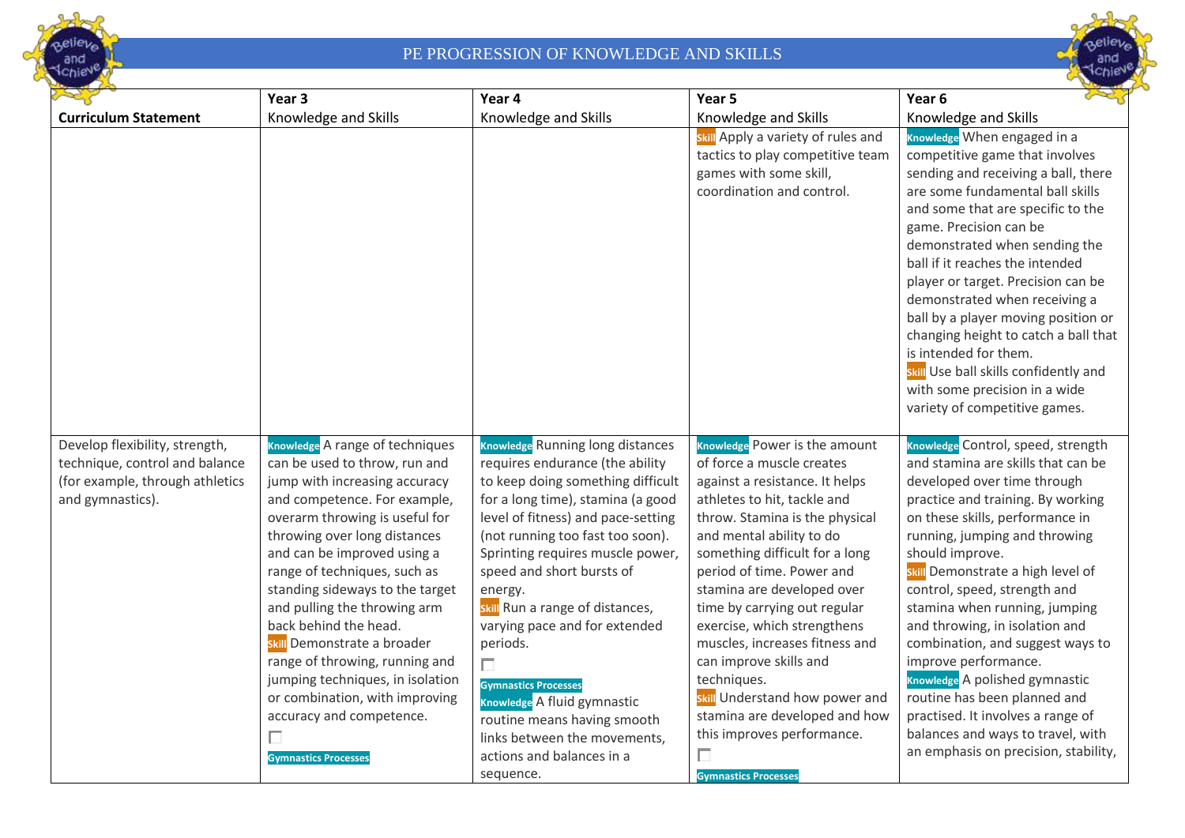# PE PROGRESSION OF KNOWLEDGE AND SKILLS

| Curriculum Statement | Year 3 Knowledge and Skills | Year 4 Knowledge and Skills | Year 5 Knowledge and Skills | Year 6 Knowledge and Skills |
|---|---|---|---|---|
| | | | **Skill** Apply a variety of rules and tactics to play competitive team games with some skill, coordination and control. | **Knowledge** When engaged in a competitive game that involves sending and receiving a ball, there are some fundamental ball skills and some that are specific to the game. Precision can be demonstrated when sending the ball if it reaches the intended player or target. Precision can be demonstrated when receiving a ball by a player moving position or changing height to catch a ball that is intended for them. **Skill** Use ball skills confidently and with some precision in a wide variety of competitive games. |
| Develop flexibility, strength, technique, control and balance (for example, through athletics and gymnastics). | **Knowledge** A range of techniques can be used to throw, run and jump with increasing accuracy and competence. For example, overarm throwing is useful for throwing over long distances and can be improved using a range of techniques, such as standing sideways to the target and pulling the throwing arm back behind the head. **Skill** Demonstrate a broader range of throwing, running and jumping techniques, in isolation or combination, with improving accuracy and competence. **Gymnastics Processes** | **Knowledge** Running long distances requires endurance (the ability to keep doing something difficult for a long time), stamina (a good level of fitness) and pace-setting (not running too fast too soon). Sprinting requires muscle power, speed and short bursts of energy. **Skill** Run a range of distances, varying pace and for extended periods. **Gymnastics Processes** **Knowledge** A fluid gymnastic routine means having smooth links between the movements, actions and balances in a sequence. | **Knowledge** Power is the amount of force a muscle creates against a resistance. It helps athletes to hit, tackle and throw. Stamina is the physical and mental ability to do something difficult for a long period of time. Power and stamina are developed over time by carrying out regular exercise, which strengthens muscles, increases fitness and can improve skills and techniques. **Skill** Understand how power and stamina are developed and how this improves performance. **Gymnastics Processes** | **Knowledge** Control, speed, strength and stamina are skills that can be developed over time through practice and training. By working on these skills, performance in running, jumping and throwing should improve. **Skill** Demonstrate a high level of control, speed, strength and stamina when running, jumping and throwing, in isolation and combination, and suggest ways to improve performance. **Knowledge** A polished gymnastic routine has been planned and practised. It involves a range of balances and ways to travel, with an emphasis on precision, stability, |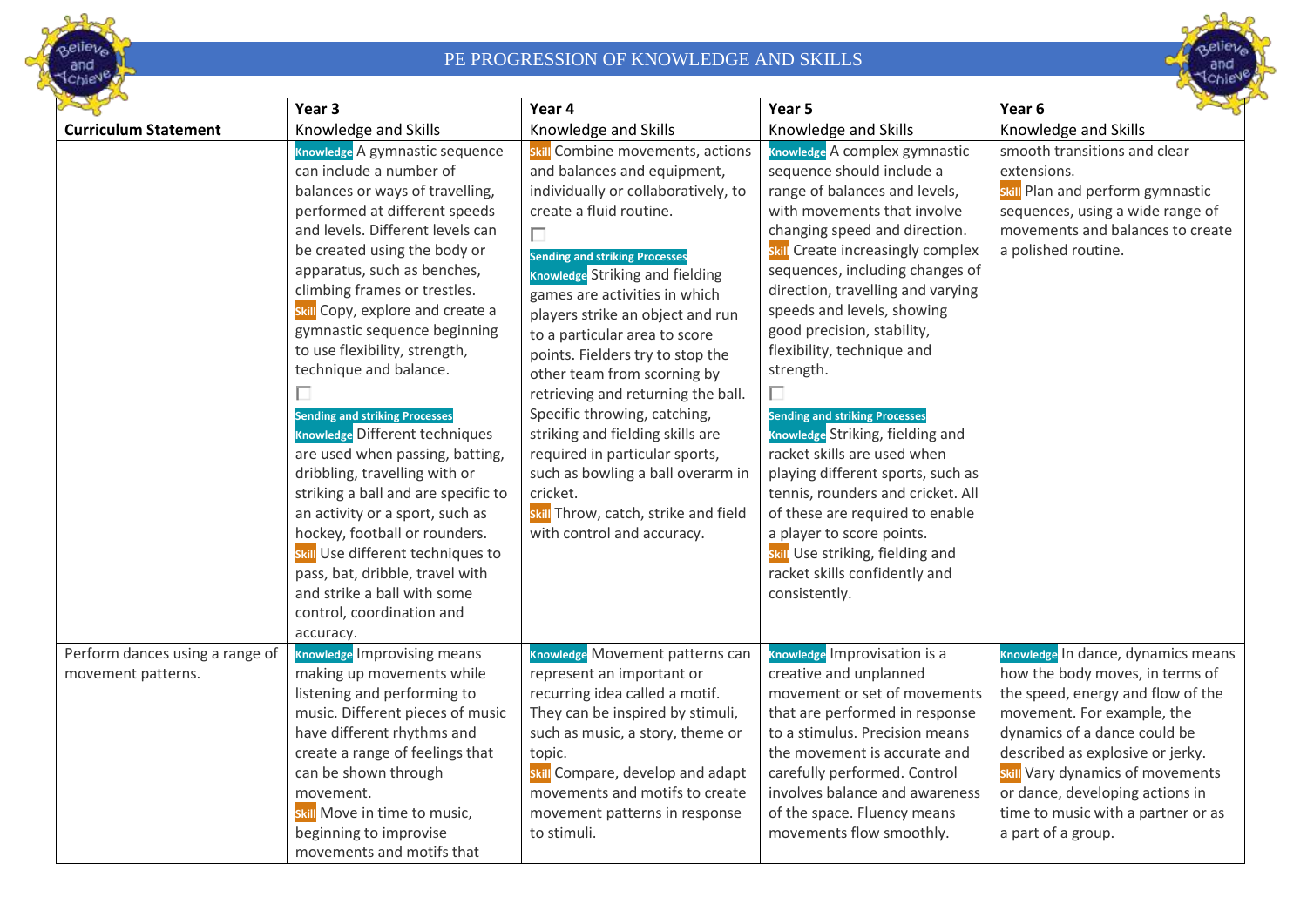# PE PROGRESSION OF KNOWLEDGE AND SKILLS

| Curriculum Statement | Year 3<br>Knowledge and Skills | Year 4<br>Knowledge and Skills | Year 5<br>Knowledge and Skills | Year 6<br>Knowledge and Skills |
|---|---|---|---|---|
| | **Knowledge** A gymnastic sequence can include a number of balances or ways of travelling, performed at different speeds and levels. Different levels can be created using the body or apparatus, such as benches, climbing frames or trestles.<br>**Skill** Copy, explore and create a gymnastic sequence beginning to use flexibility, strength, technique and balance.<br><br>**Sending and striking Processes**<br>**Knowledge** Different techniques are used when passing, batting, dribbling, travelling with or striking a ball and are specific to an activity or a sport, such as hockey, football or rounders.<br>**Skill** Use different techniques to pass, bat, dribble, travel with and strike a ball with some control, coordination and accuracy. | **Skill** Combine movements, actions and balances and equipment, individually or collaboratively, to create a fluid routine.<br><br>**Sending and striking Processes**<br>**Knowledge** Striking and fielding games are activities in which players strike an object and run to a particular area to score points. Fielders try to stop the other team from scoring by retrieving and returning the ball. Specific throwing, catching, striking and fielding skills are required in particular sports, such as bowling a ball overarm in cricket.<br>**Skill** Throw, catch, strike and field with control and accuracy. | **Knowledge** A complex gymnastic sequence should include a range of balances and levels, with movements that involve changing speed and direction.<br>**Skill** Create increasingly complex sequences, including changes of direction, travelling and varying speeds and levels, showing good precision, stability, flexibility, technique and strength.<br><br>**Sending and striking Processes**<br>**Knowledge** Striking, fielding and racket skills are used when playing different sports, such as tennis, rounders and cricket. All of these are required to enable a player to score points.<br>**Skill** Use striking, fielding and racket skills confidently and consistently. | smooth transitions and clear extensions.<br>**Skill** Plan and perform gymnastic sequences, using a wide range of movements and balances to create a polished routine. |
| Perform dances using a range of movement patterns. | **Knowledge** Improvising means making up movements while listening and performing to music. Different pieces of music have different rhythms and create a range of feelings that can be shown through movement.<br>**Skill** Move in time to music, beginning to improvise movements and motifs that | **Knowledge** Movement patterns can represent an important or recurring idea called a motif. They can be inspired by stimuli, such as music, a story, theme or topic.<br>**Skill** Compare, develop and adapt movements and motifs to create movement patterns in response to stimuli. | **Knowledge** Improvisation is a creative and unplanned movement or set of movements that are performed in response to a stimulus. Precision means the movement is accurate and carefully performed. Control involves balance and awareness of the space. Fluency means movements flow smoothly. | **Knowledge** In dance, dynamics means how the body moves, in terms of the speed, energy and flow of the movement. For example, the dynamics of a dance could be described as explosive or jerky.<br>**Skill** Vary dynamics of movements or dance, developing actions in time to music with a partner or as a part of a group. |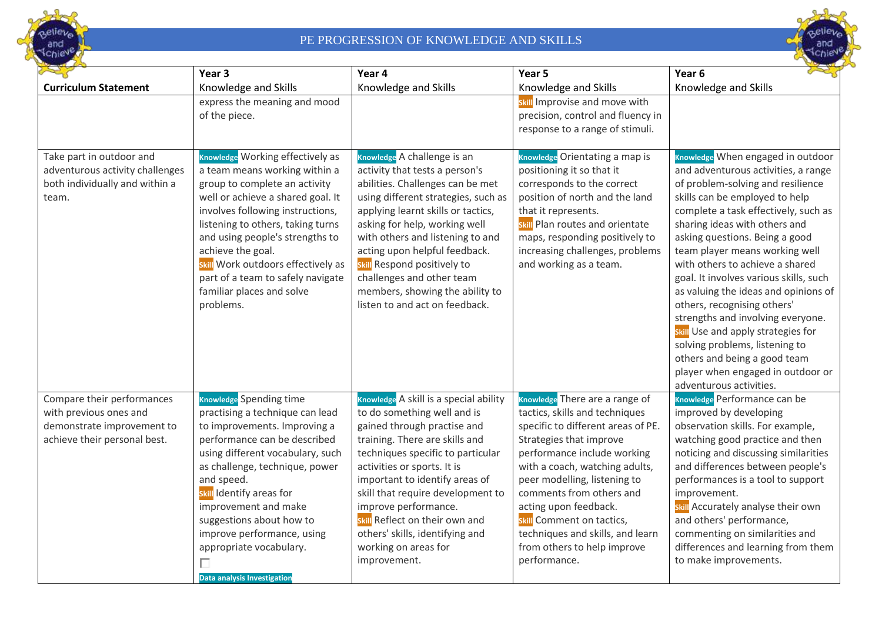# PE PROGRESSION OF KNOWLEDGE AND SKILLS

| Curriculum Statement | Year 3 Knowledge and Skills | Year 4 Knowledge and Skills | Year 5 Knowledge and Skills | Year 6 Knowledge and Skills |
|---|---|---|---|---|
| | express the meaning and mood of the piece. | | Skill Improvise and move with precision, control and fluency in response to a range of stimuli. | |
| Take part in outdoor and adventurous activity challenges both individually and within a team. | Knowledge Working effectively as a team means working within a group to complete an activity well or achieve a shared goal. It involves following instructions, listening to others, taking turns and using people's strengths to achieve the goal. Skill Work outdoors effectively as part of a team to safely navigate familiar places and solve problems. | Knowledge A challenge is an activity that tests a person's abilities. Challenges can be met using different strategies, such as applying learnt skills or tactics, asking for help, working well with others and listening to and acting upon helpful feedback. Skill Respond positively to challenges and other team members, showing the ability to listen to and act on feedback. | Knowledge Orientating a map is positioning it so that it corresponds to the correct position of north and the land that it represents. Skill Plan routes and orientate maps, responding positively to increasing challenges, problems and working as a team. | Knowledge When engaged in outdoor and adventurous activities, a range of problem-solving and resilience skills can be employed to help complete a task effectively, such as sharing ideas with others and asking questions. Being a good team player means working well with others to achieve a shared goal. It involves various skills, such as valuing the ideas and opinions of others, recognising others' strengths and involving everyone. Skill Use and apply strategies for solving problems, listening to others and being a good team player when engaged in outdoor or adventurous activities. |
| Compare their performances with previous ones and demonstrate improvement to achieve their personal best. | Knowledge Spending time practising a technique can lead to improvements. Improving a performance can be described using different vocabulary, such as challenge, technique, power and speed. Skill Identify areas for improvement and make suggestions about how to improve performance, using appropriate vocabulary. ☐ Data analysis Investigation | Knowledge A skill is a special ability to do something well and is gained through practise and training. There are skills and techniques specific to particular activities or sports. It is important to identify areas of skill that require development to improve performance. Skill Reflect on their own and others' skills, identifying and working on areas for improvement. | Knowledge There are a range of tactics, skills and techniques specific to different areas of PE. Strategies that improve performance include working with a coach, watching adults, peer modelling, listening to comments from others and acting upon feedback. Skill Comment on tactics, techniques and skills, and learn from others to help improve performance. | Knowledge Performance can be improved by developing observation skills. For example, watching good practice and then noticing and discussing similarities and differences between people's performances is a tool to support improvement. Skill Accurately analyse their own and others' performance, commenting on similarities and differences and learning from them to make improvements. |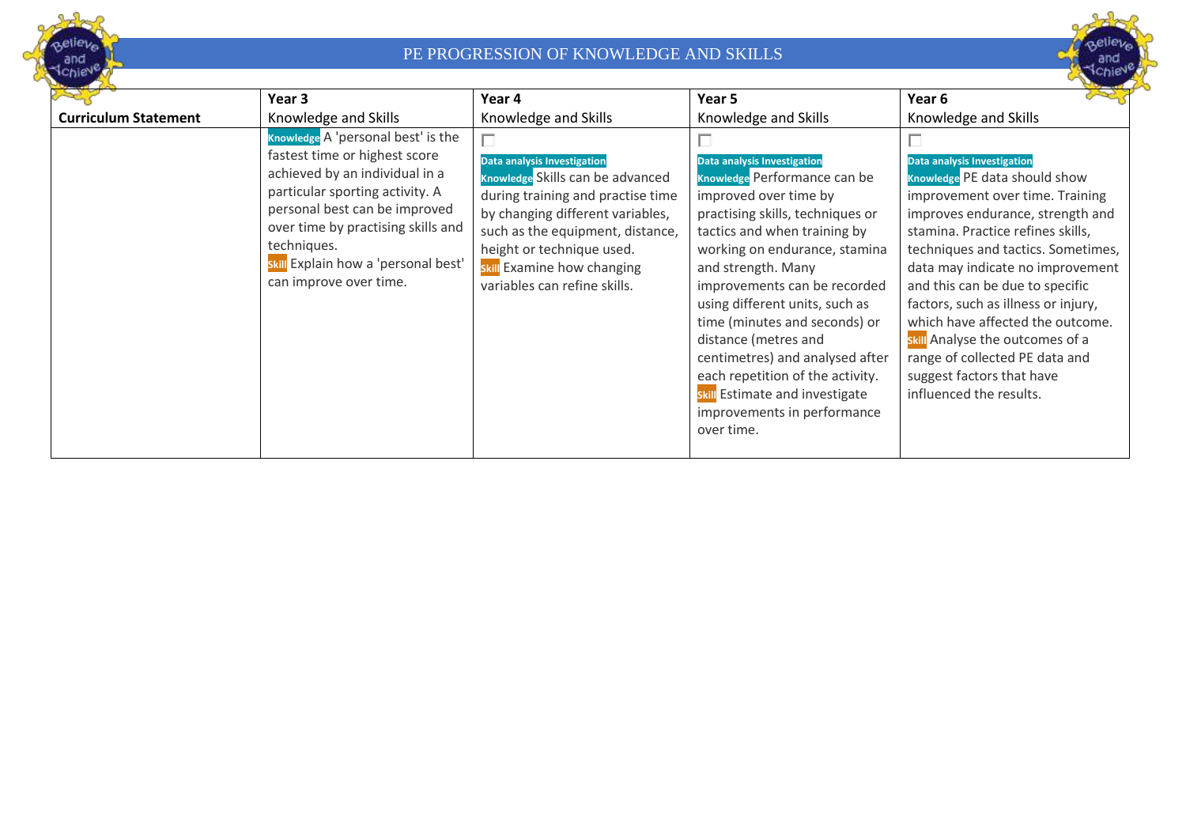# PE PROGRESSION OF KNOWLEDGE AND SKILLS

| Curriculum Statement | Year 3<br>Knowledge and Skills | Year 4<br>Knowledge and Skills | Year 5<br>Knowledge and Skills | Year 6<br>Knowledge and Skills |
|---|---|---|---|---|
| | Knowledge A 'personal best' is the fastest time or highest score achieved by an individual in a particular sporting activity. A personal best can be improved over time by practising skills and techniques.<br>Skill Explain how a 'personal best' can improve over time. | Data analysis Investigation<br>Knowledge Skills can be advanced during training and practise time by changing different variables, such as the equipment, distance, height or technique used.<br>Skill Examine how changing variables can refine skills. | Data analysis Investigation<br>Knowledge Performance can be improved over time by practising skills, techniques or tactics and when training by working on endurance, stamina and strength. Many improvements can be recorded using different units, such as time (minutes and seconds) or distance (metres and centimetres) and analysed after each repetition of the activity.<br>Skill Estimate and investigate improvements in performance over time. | Data analysis Investigation<br>Knowledge PE data should show improvement over time. Training improves endurance, strength and stamina. Practice refines skills, techniques and tactics. Sometimes, data may indicate no improvement and this can be due to specific factors, such as illness or injury, which have affected the outcome.<br>Skill Analyse the outcomes of a range of collected PE data and suggest factors that have influenced the results. |